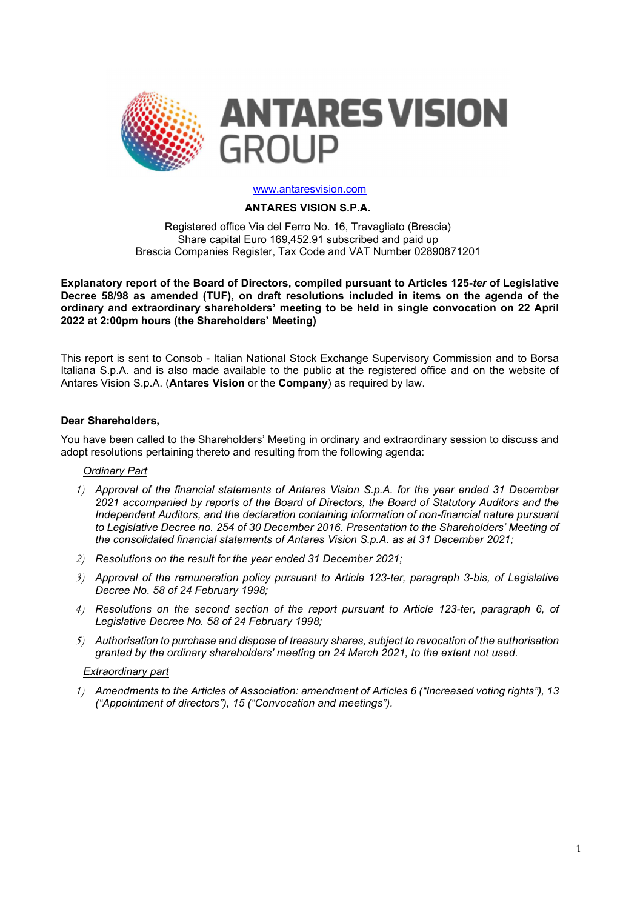ANTARES VISION GROUP

www.antaresvision.com

**ANTARES VISION S.P.A.**

Registered office Via del Ferro No. 16, Travagliato (Brescia)
Share capital Euro 169,452.91 subscribed and paid up
Brescia Companies Register, Tax Code and VAT Number 02890871201

**Explanatory report of the Board of Directors, compiled pursuant to Articles 125-*ter* of Legislative Decree 58/98 as amended (TUF), on draft resolutions included in items on the agenda of the ordinary and extraordinary shareholders' meeting to be held in single convocation on 22 April 2022 at 2:00pm hours (the Shareholders' Meeting)**

This report is sent to Consob - Italian National Stock Exchange Supervisory Commission and to Borsa Italiana S.p.A. and is also made available to the public at the registered office and on the website of Antares Vision S.p.A. (**Antares Vision** or the **Company**) as required by law.

**Dear Shareholders,**

You have been called to the Shareholders' Meeting in ordinary and extraordinary session to discuss and adopt resolutions pertaining thereto and resulting from the following agenda:

<u>Ordinary Part</u>

1) *Approval of the financial statements of Antares Vision S.p.A. for the year ended 31 December 2021 accompanied by reports of the Board of Directors, the Board of Statutory Auditors and the Independent Auditors, and the declaration containing information of non-financial nature pursuant to Legislative Decree no. 254 of 30 December 2016. Presentation to the Shareholders' Meeting of the consolidated financial statements of Antares Vision S.p.A. as at 31 December 2021;*
2) *Resolutions on the result for the year ended 31 December 2021;*
3) *Approval of the remuneration policy pursuant to Article 123-ter, paragraph 3-bis, of Legislative Decree No. 58 of 24 February 1998;*
4) *Resolutions on the second section of the report pursuant to Article 123-ter, paragraph 6, of Legislative Decree No. 58 of 24 February 1998;*
5) *Authorisation to purchase and dispose of treasury shares, subject to revocation of the authorisation granted by the ordinary shareholders' meeting on 24 March 2021, to the extent not used.*

<u>Extraordinary part</u>

1) *Amendments to the Articles of Association: amendment of Articles 6 ("Increased voting rights"), 13 ("Appointment of directors"), 15 ("Convocation and meetings").*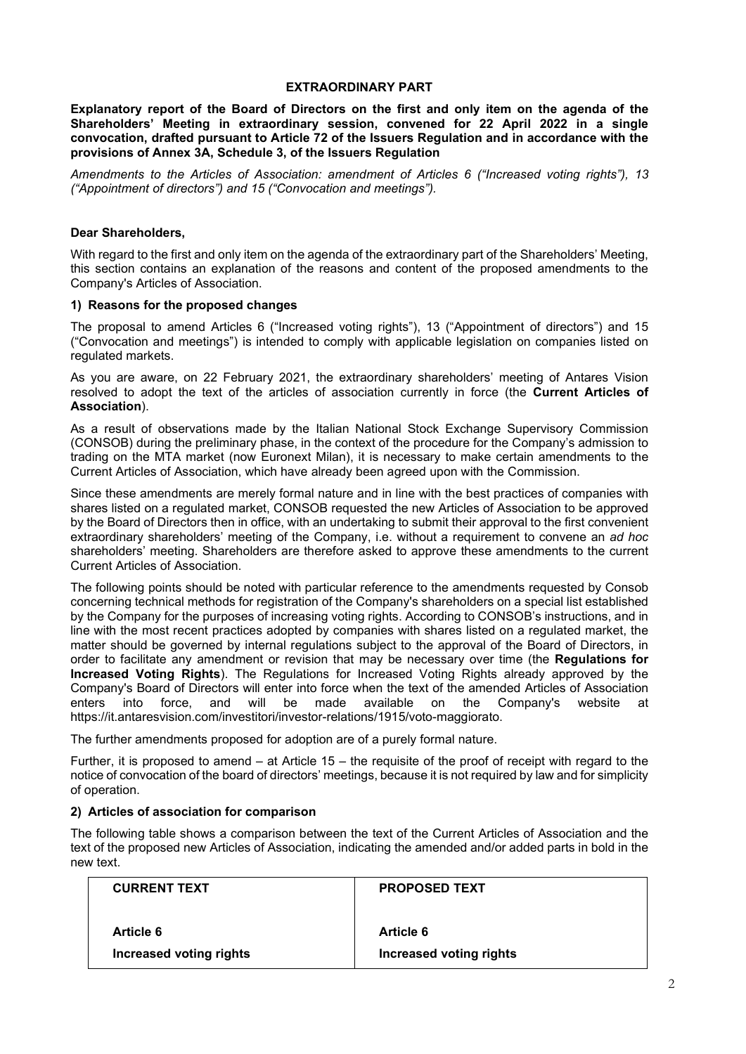## EXTRAORDINARY PART

**Explanatory report of the Board of Directors on the first and only item on the agenda of the Shareholders' Meeting in extraordinary session, convened for 22 April 2022 in a single convocation, drafted pursuant to Article 72 of the Issuers Regulation and in accordance with the provisions of Annex 3A, Schedule 3, of the Issuers Regulation**

*Amendments to the Articles of Association: amendment of Articles 6 ("Increased voting rights"), 13 ("Appointment of directors") and 15 ("Convocation and meetings").*

**Dear Shareholders,**

With regard to the first and only item on the agenda of the extraordinary part of the Shareholders' Meeting, this section contains an explanation of the reasons and content of the proposed amendments to the Company's Articles of Association.

### 1) Reasons for the proposed changes

The proposal to amend Articles 6 ("Increased voting rights"), 13 ("Appointment of directors") and 15 ("Convocation and meetings") is intended to comply with applicable legislation on companies listed on regulated markets.

As you are aware, on 22 February 2021, the extraordinary shareholders' meeting of Antares Vision resolved to adopt the text of the articles of association currently in force (the **Current Articles of Association**).

As a result of observations made by the Italian National Stock Exchange Supervisory Commission (CONSOB) during the preliminary phase, in the context of the procedure for the Company's admission to trading on the MTA market (now Euronext Milan), it is necessary to make certain amendments to the Current Articles of Association, which have already been agreed upon with the Commission.

Since these amendments are merely formal nature and in line with the best practices of companies with shares listed on a regulated market, CONSOB requested the new Articles of Association to be approved by the Board of Directors then in office, with an undertaking to submit their approval to the first convenient extraordinary shareholders' meeting of the Company, i.e. without a requirement to convene an *ad hoc* shareholders' meeting. Shareholders are therefore asked to approve these amendments to the current Current Articles of Association.

The following points should be noted with particular reference to the amendments requested by Consob concerning technical methods for registration of the Company's shareholders on a special list established by the Company for the purposes of increasing voting rights. According to CONSOB's instructions, and in line with the most recent practices adopted by companies with shares listed on a regulated market, the matter should be governed by internal regulations subject to the approval of the Board of Directors, in order to facilitate any amendment or revision that may be necessary over time (the **Regulations for Increased Voting Rights**). The Regulations for Increased Voting Rights already approved by the Company's Board of Directors will enter into force when the text of the amended Articles of Association enters into force, and will be made available on the Company's website at https://it.antaresvision.com/investitori/investor-relations/1915/voto-maggiorato.

The further amendments proposed for adoption are of a purely formal nature.

Further, it is proposed to amend – at Article 15 – the requisite of the proof of receipt with regard to the notice of convocation of the board of directors' meetings, because it is not required by law and for simplicity of operation.

### 2) Articles of association for comparison

The following table shows a comparison between the text of the Current Articles of Association and the text of the proposed new Articles of Association, indicating the amended and/or added parts in bold in the new text.

| CURRENT TEXT | PROPOSED TEXT |
|---|---|
| **Article 6**<br>**Increased voting rights** | **Article 6**<br>**Increased voting rights** |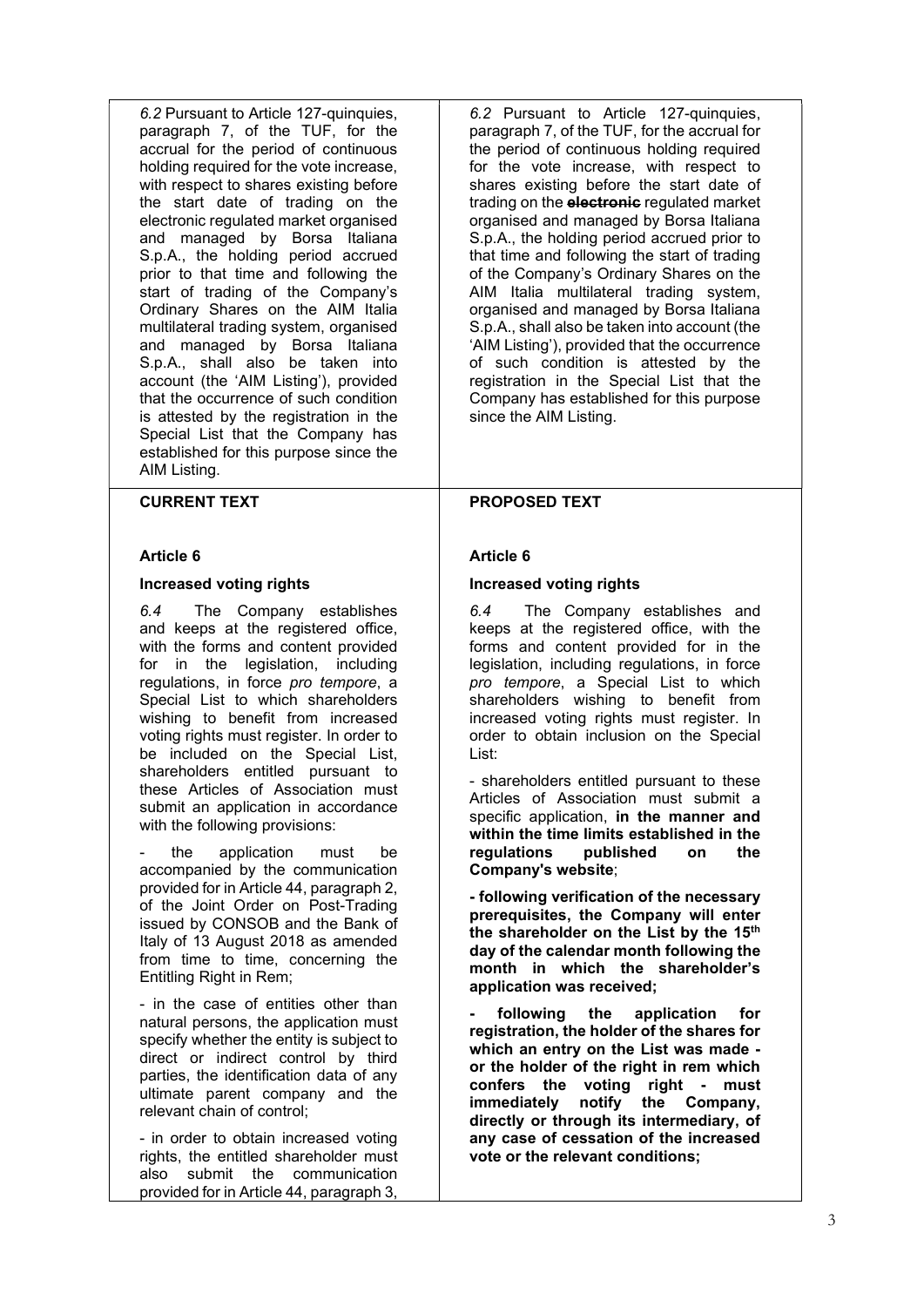| | |
|---|---|
| *6.2* Pursuant to Article 127-quinquies, paragraph 7, of the TUF, for the accrual for the period of continuous holding required for the vote increase, with respect to shares existing before the start date of trading on the electronic regulated market organised and managed by Borsa Italiana S.p.A., the holding period accrued prior to that time and following the start of trading of the Company's Ordinary Shares on the AIM Italia multilateral trading system, organised and managed by Borsa Italiana S.p.A., shall also be taken into account (the 'AIM Listing'), provided that the occurrence of such condition is attested by the registration in the Special List that the Company has established for this purpose since the AIM Listing. | *6.2* Pursuant to Article 127-quinquies, paragraph 7, of the TUF, for the accrual for the period of continuous holding required for the vote increase, with respect to shares existing before the start date of trading on the ~~**electronic**~~ regulated market organised and managed by Borsa Italiana S.p.A., the holding period accrued prior to that time and following the start of trading of the Company's Ordinary Shares on the AIM Italia multilateral trading system, organised and managed by Borsa Italiana S.p.A., shall also be taken into account (the 'AIM Listing'), provided that the occurrence of such condition is attested by the registration in the Special List that the Company has established for this purpose since the AIM Listing. |

| **CURRENT TEXT** | **PROPOSED TEXT** |
|---|---|
| **Article 6**<br><br>**Increased voting rights**<br><br>*6.4* The Company establishes and keeps at the registered office, with the forms and content provided for in the legislation, including regulations, in force *pro tempore*, a Special List to which shareholders wishing to benefit from increased voting rights must register. In order to be included on the Special List, shareholders entitled pursuant to these Articles of Association must submit an application in accordance with the following provisions:<br><br>- the application must be accompanied by the communication provided for in Article 44, paragraph 2, of the Joint Order on Post-Trading issued by CONSOB and the Bank of Italy of 13 August 2018 as amended from time to time, concerning the Entitling Right in Rem;<br><br>- in the case of entities other than natural persons, the application must specify whether the entity is subject to direct or indirect control by third parties, the identification data of any ultimate parent company and the relevant chain of control;<br><br>- in order to obtain increased voting rights, the entitled shareholder must also submit the communication provided for in Article 44, paragraph 3, | **Article 6**<br><br>**Increased voting rights**<br><br>*6.4* The Company establishes and keeps at the registered office, with the forms and content provided for in the legislation, including regulations, in force *pro tempore*, a Special List to which shareholders wishing to benefit from increased voting rights must register. In order to obtain inclusion on the Special List:<br><br>- shareholders entitled pursuant to these Articles of Association must submit a specific application, **in the manner and within the time limits established in the regulations published on the Company's website**;<br><br>**- following verification of the necessary prerequisites, the Company will enter the shareholder on the List by the 15th day of the calendar month following the month in which the shareholder's application was received;**<br><br>**- following the application for registration, the holder of the shares for which an entry on the List was made - or the holder of the right in rem which confers the voting right - must immediately notify the Company, directly or through its intermediary, of any case of cessation of the increased vote or the relevant conditions;** |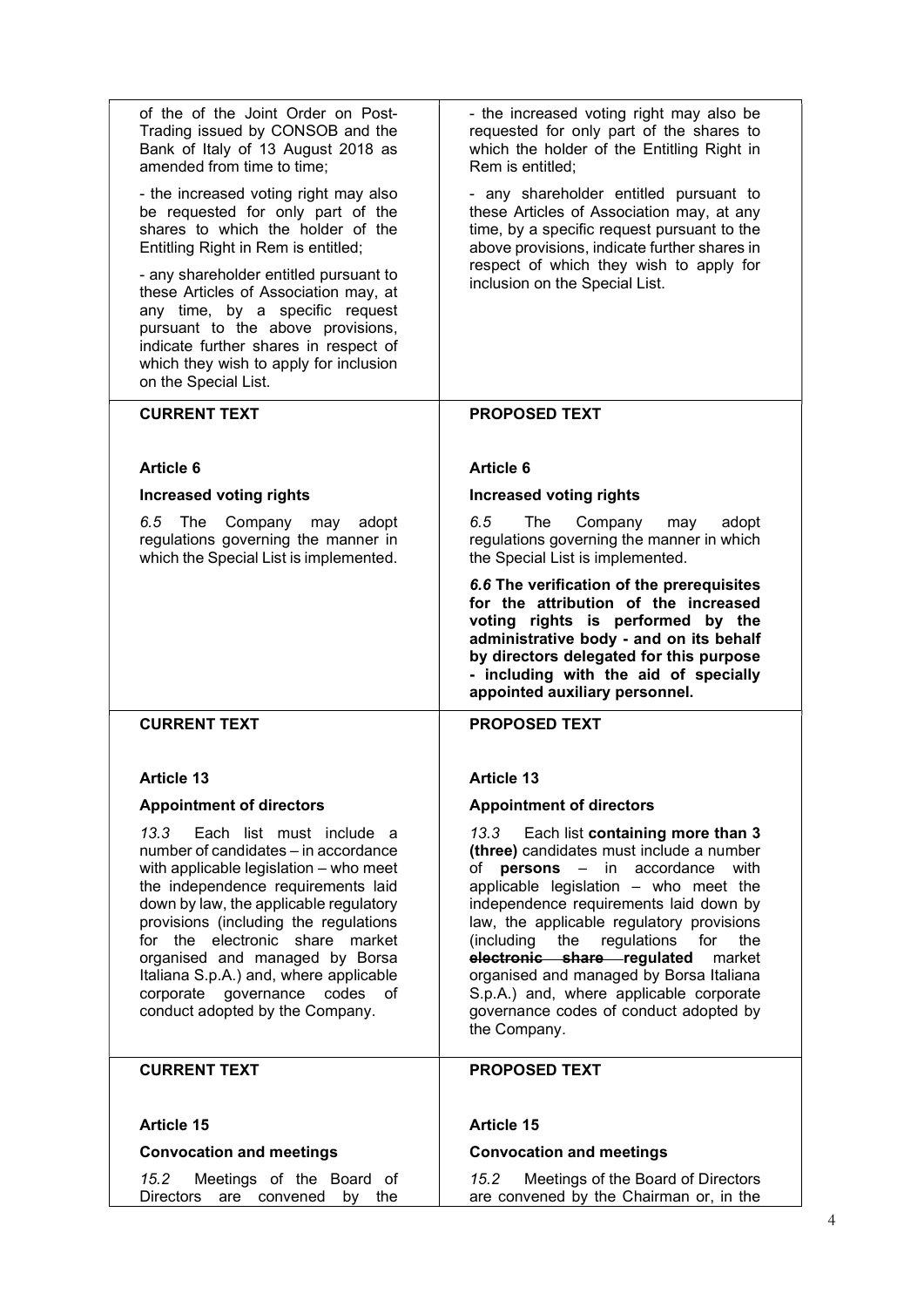| | |
|---|---|
| of the of the Joint Order on Post-Trading issued by CONSOB and the Bank of Italy of 13 August 2018 as amended from time to time;<br><br>- the increased voting right may also be requested for only part of the shares to which the holder of the Entitling Right in Rem is entitled;<br><br>- any shareholder entitled pursuant to these Articles of Association may, at any time, by a specific request pursuant to the above provisions, indicate further shares in respect of which they wish to apply for inclusion on the Special List. | - the increased voting right may also be requested for only part of the shares to which the holder of the Entitling Right in Rem is entitled;<br><br>- any shareholder entitled pursuant to these Articles of Association may, at any time, by a specific request pursuant to the above provisions, indicate further shares in respect of which they wish to apply for inclusion on the Special List. |
| **CURRENT TEXT** | **PROPOSED TEXT** |
| **Article 6**<br><br>**Increased voting rights**<br><br>*6.5* The Company may adopt regulations governing the manner in which the Special List is implemented. | **Article 6**<br><br>**Increased voting rights**<br><br>*6.5* The Company may adopt regulations governing the manner in which the Special List is implemented.<br><br>***6.6* The verification of the prerequisites for the attribution of the increased voting rights is performed by the administrative body - and on its behalf by directors delegated for this purpose - including with the aid of specially appointed auxiliary personnel.** |
| **CURRENT TEXT** | **PROPOSED TEXT** |
| **Article 13**<br><br>**Appointment of directors**<br><br>*13.3* Each list must include a number of candidates – in accordance with applicable legislation – who meet the independence requirements laid down by law, the applicable regulatory provisions (including the regulations for the electronic share market organised and managed by Borsa Italiana S.p.A.) and, where applicable corporate governance codes of conduct adopted by the Company. | **Article 13**<br><br>**Appointment of directors**<br><br>*13.3* Each list **containing more than 3 (three)** candidates must include a number of **persons** – in accordance with applicable legislation – who meet the independence requirements laid down by law, the applicable regulatory provisions (including the regulations for the ~~**electronic share**~~ **regulated** market organised and managed by Borsa Italiana S.p.A.) and, where applicable corporate governance codes of conduct adopted by the Company. |
| **CURRENT TEXT** | **PROPOSED TEXT** |
| **Article 15**<br><br>**Convocation and meetings**<br><br>*15.2* Meetings of the Board of Directors are convened by the | **Article 15**<br><br>**Convocation and meetings**<br><br>*15.2* Meetings of the Board of Directors are convened by the Chairman or, in the |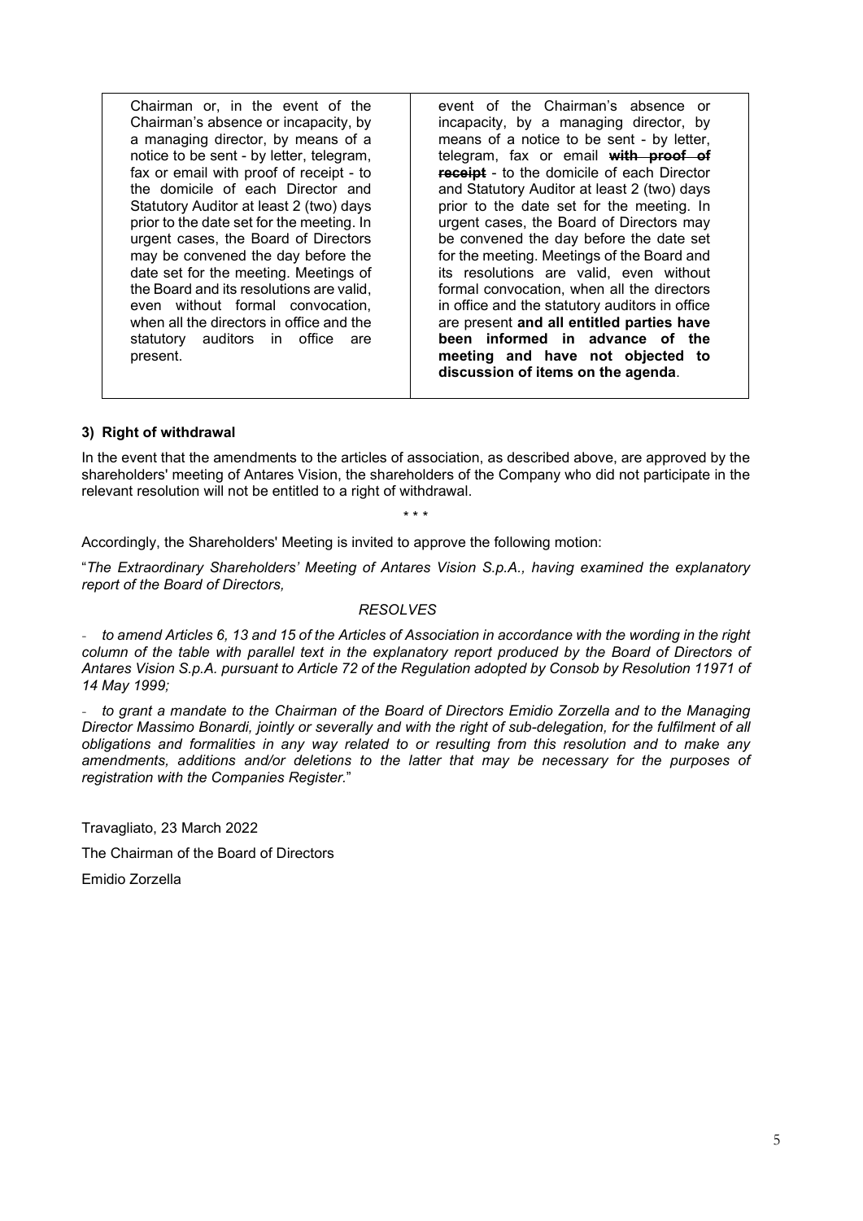| | |
|---|---|
| Chairman or, in the event of the Chairman's absence or incapacity, by a managing director, by means of a notice to be sent - by letter, telegram, fax or email with proof of receipt - to the domicile of each Director and Statutory Auditor at least 2 (two) days prior to the date set for the meeting. In urgent cases, the Board of Directors may be convened the day before the date set for the meeting. Meetings of the Board and its resolutions are valid, even without formal convocation, when all the directors in office and the statutory auditors in office are present. | event of the Chairman's absence or incapacity, by a managing director, by means of a notice to be sent - by letter, telegram, fax or email ~~**with proof of receipt**~~ - to the domicile of each Director and Statutory Auditor at least 2 (two) days prior to the date set for the meeting. In urgent cases, the Board of Directors may be convened the day before the date set for the meeting. Meetings of the Board and its resolutions are valid, even without formal convocation, when all the directors in office and the statutory auditors in office are present **and all entitled parties have been informed in advance of the meeting and have not objected to discussion of items on the agenda**. |

**3) Right of withdrawal**

In the event that the amendments to the articles of association, as described above, are approved by the shareholders' meeting of Antares Vision, the shareholders of the Company who did not participate in the relevant resolution will not be entitled to a right of withdrawal.

\* \* \*

Accordingly, the Shareholders' Meeting is invited to approve the following motion:

"*The Extraordinary Shareholders' Meeting of Antares Vision S.p.A., having examined the explanatory report of the Board of Directors,*

*RESOLVES*

- *to amend Articles 6, 13 and 15 of the Articles of Association in accordance with the wording in the right column of the table with parallel text in the explanatory report produced by the Board of Directors of Antares Vision S.p.A. pursuant to Article 72 of the Regulation adopted by Consob by Resolution 11971 of 14 May 1999;*
- *to grant a mandate to the Chairman of the Board of Directors Emidio Zorzella and to the Managing Director Massimo Bonardi, jointly or severally and with the right of sub-delegation, for the fulfilment of all obligations and formalities in any way related to or resulting from this resolution and to make any amendments, additions and/or deletions to the latter that may be necessary for the purposes of registration with the Companies Register.*"

Travagliato, 23 March 2022

The Chairman of the Board of Directors

Emidio Zorzella